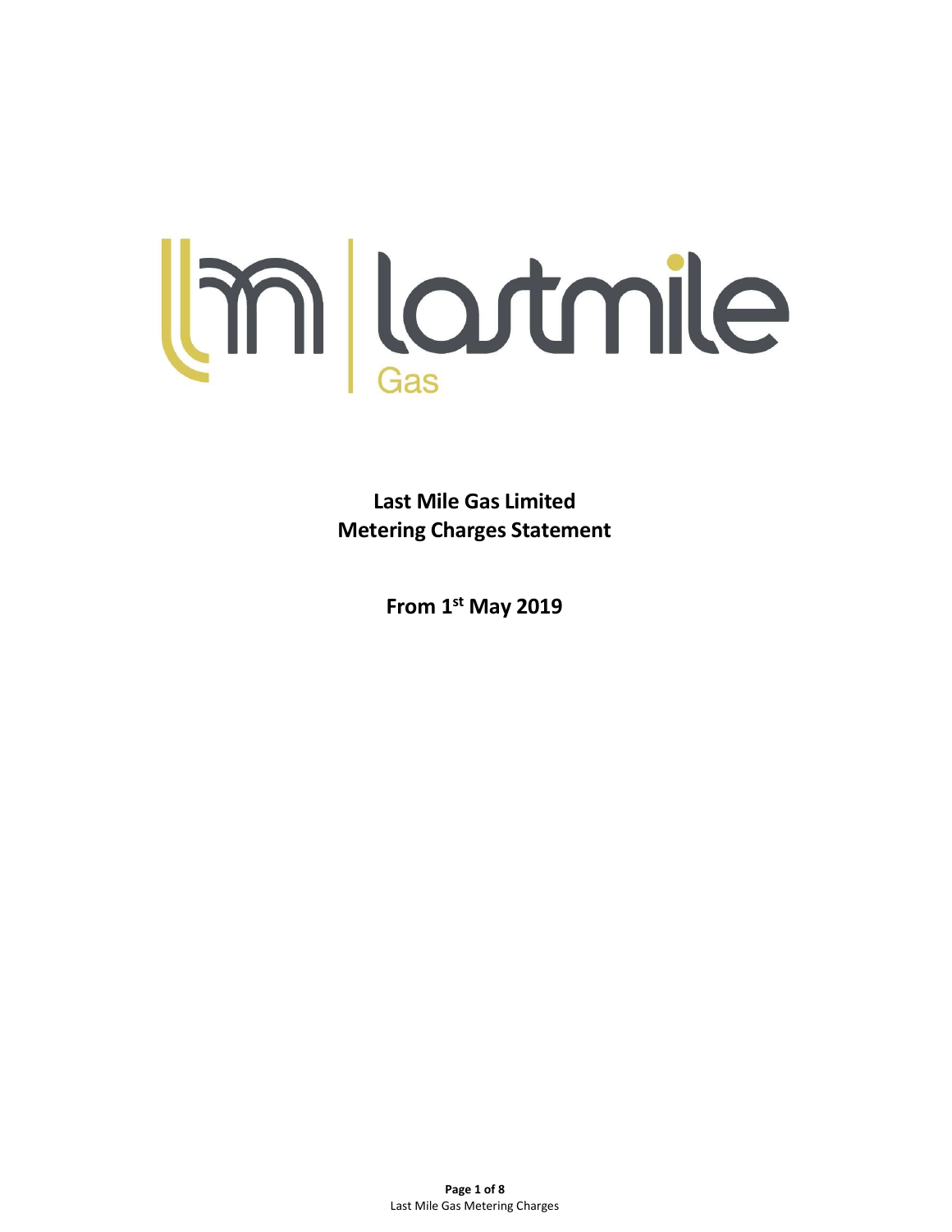# Last Mile Gas Limited
# Metering Charges Statement

## From 1st May 2019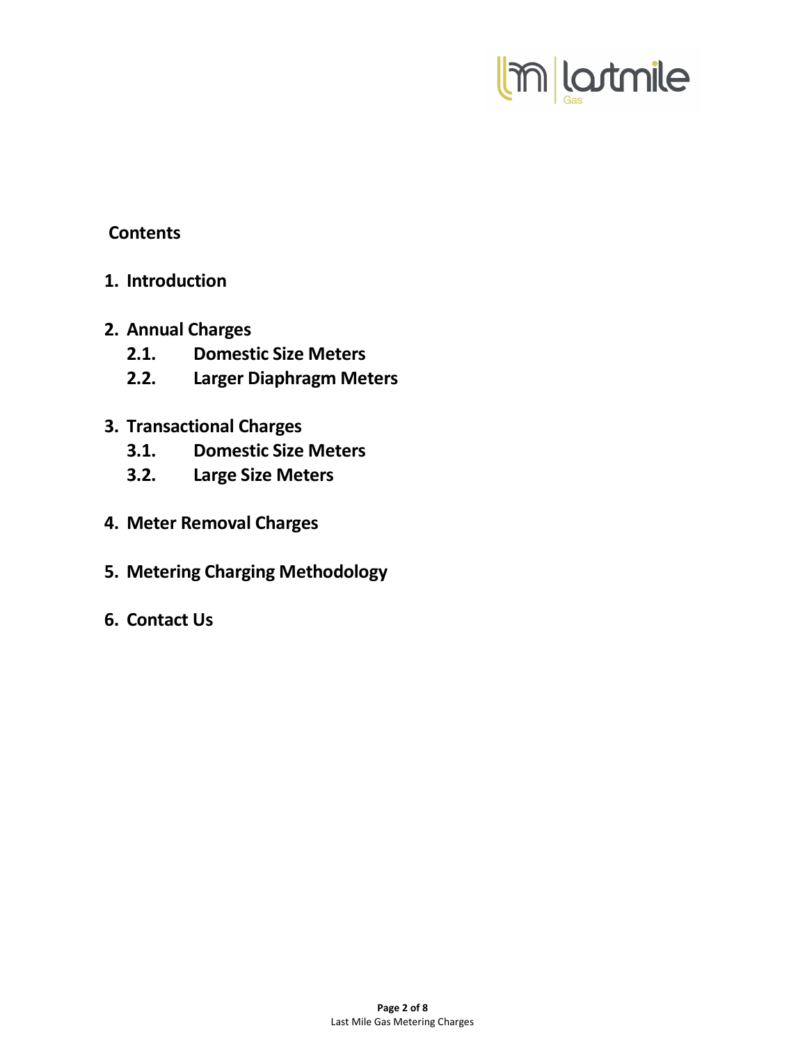**Contents**

1. **Introduction**

2. **Annual Charges**
   - **2.1. Domestic Size Meters**
   - **2.2. Larger Diaphragm Meters**

3. **Transactional Charges**
   - **3.1. Domestic Size Meters**
   - **3.2. Large Size Meters**

4. **Meter Removal Charges**

5. **Metering Charging Methodology**

6. **Contact Us**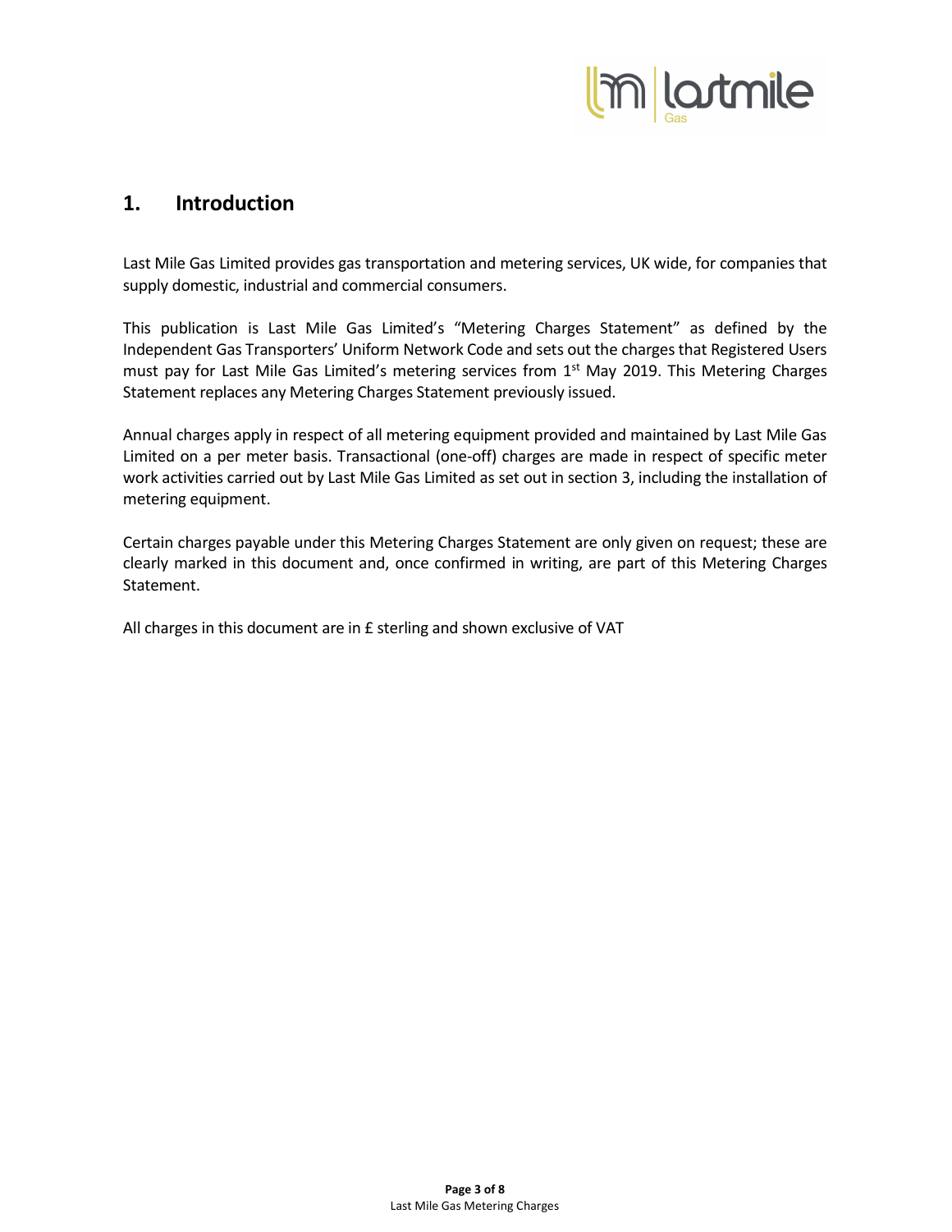## 1. Introduction

Last Mile Gas Limited provides gas transportation and metering services, UK wide, for companies that supply domestic, industrial and commercial consumers.

This publication is Last Mile Gas Limited's "Metering Charges Statement" as defined by the Independent Gas Transporters' Uniform Network Code and sets out the charges that Registered Users must pay for Last Mile Gas Limited's metering services from 1st May 2019. This Metering Charges Statement replaces any Metering Charges Statement previously issued.

Annual charges apply in respect of all metering equipment provided and maintained by Last Mile Gas Limited on a per meter basis. Transactional (one-off) charges are made in respect of specific meter work activities carried out by Last Mile Gas Limited as set out in section 3, including the installation of metering equipment.

Certain charges payable under this Metering Charges Statement are only given on request; these are clearly marked in this document and, once confirmed in writing, are part of this Metering Charges Statement.

All charges in this document are in £ sterling and shown exclusive of VAT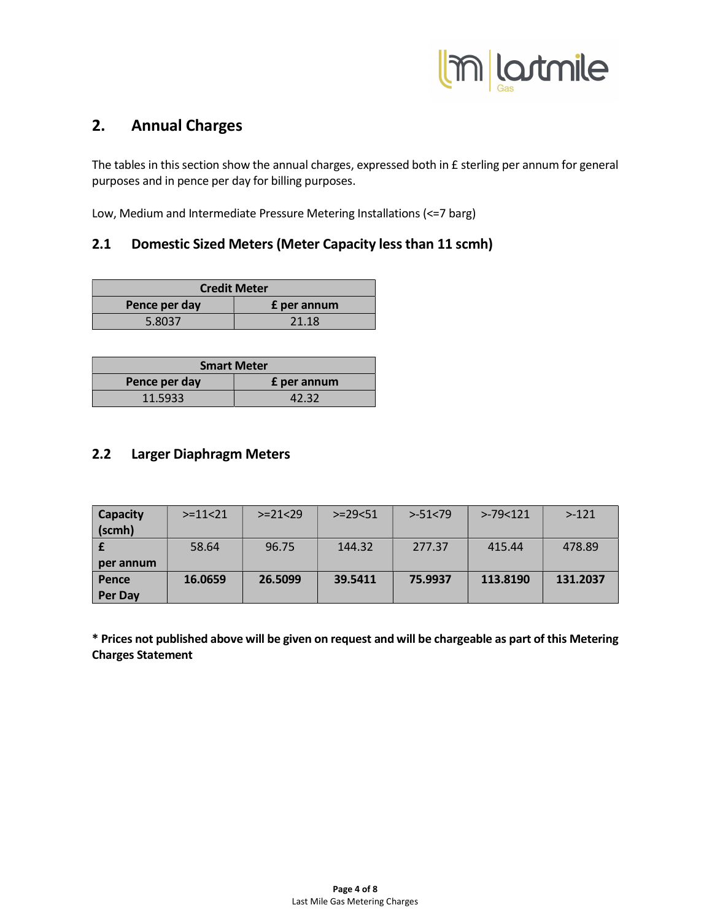## 2. Annual Charges

The tables in this section show the annual charges, expressed both in £ sterling per annum for general purposes and in pence per day for billing purposes.

Low, Medium and Intermediate Pressure Metering Installations (<=7 barg)

### 2.1 Domestic Sized Meters (Meter Capacity less than 11 scmh)

| Credit Meter | |
|---|---|
| **Pence per day** | **£ per annum** |
| 5.8037 | 21.18 |

| Smart Meter | |
|---|---|
| **Pence per day** | **£ per annum** |
| 11.5933 | 42.32 |

### 2.2 Larger Diaphragm Meters

| **Capacity (scmh)** | >=11<21 | >=21<29 | >=29<51 | >-51<79 | >-79<121 | >-121 |
|---|---|---|---|---|---|---|
| **£ per annum** | 58.64 | 96.75 | 144.32 | 277.37 | 415.44 | 478.89 |
| **Pence Per Day** | **16.0659** | **26.5099** | **39.5411** | **75.9937** | **113.8190** | **131.2037** |

**\* Prices not published above will be given on request and will be chargeable as part of this Metering Charges Statement**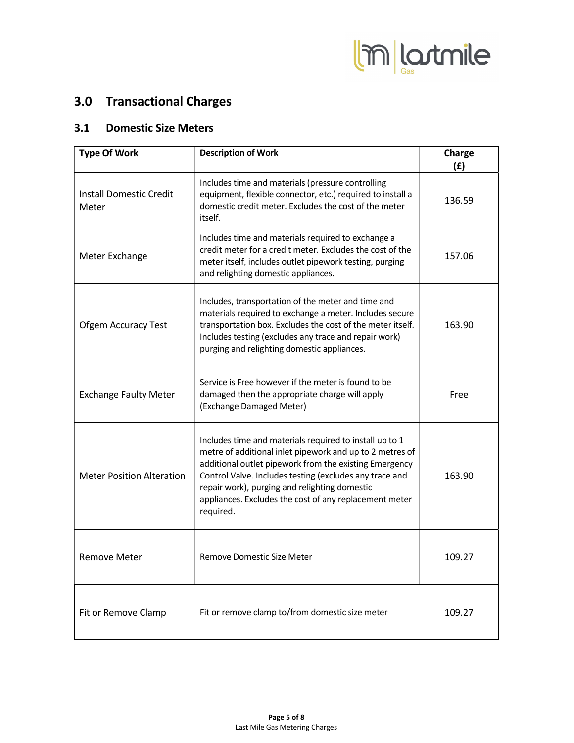## 3.0 Transactional Charges

### 3.1 Domestic Size Meters

| Type Of Work | Description of Work | Charge (£) |
|---|---|---|
| Install Domestic Credit Meter | Includes time and materials (pressure controlling equipment, flexible connector, etc.) required to install a domestic credit meter. Excludes the cost of the meter itself. | 136.59 |
| Meter Exchange | Includes time and materials required to exchange a credit meter for a credit meter. Excludes the cost of the meter itself, includes outlet pipework testing, purging and relighting domestic appliances. | 157.06 |
| Ofgem Accuracy Test | Includes, transportation of the meter and time and materials required to exchange a meter. Includes secure transportation box. Excludes the cost of the meter itself. Includes testing (excludes any trace and repair work) purging and relighting domestic appliances. | 163.90 |
| Exchange Faulty Meter | Service is Free however if the meter is found to be damaged then the appropriate charge will apply (Exchange Damaged Meter) | Free |
| Meter Position Alteration | Includes time and materials required to install up to 1 metre of additional inlet pipework and up to 2 metres of additional outlet pipework from the existing Emergency Control Valve. Includes testing (excludes any trace and repair work), purging and relighting domestic appliances. Excludes the cost of any replacement meter required. | 163.90 |
| Remove Meter | Remove Domestic Size Meter | 109.27 |
| Fit or Remove Clamp | Fit or remove clamp to/from domestic size meter | 109.27 |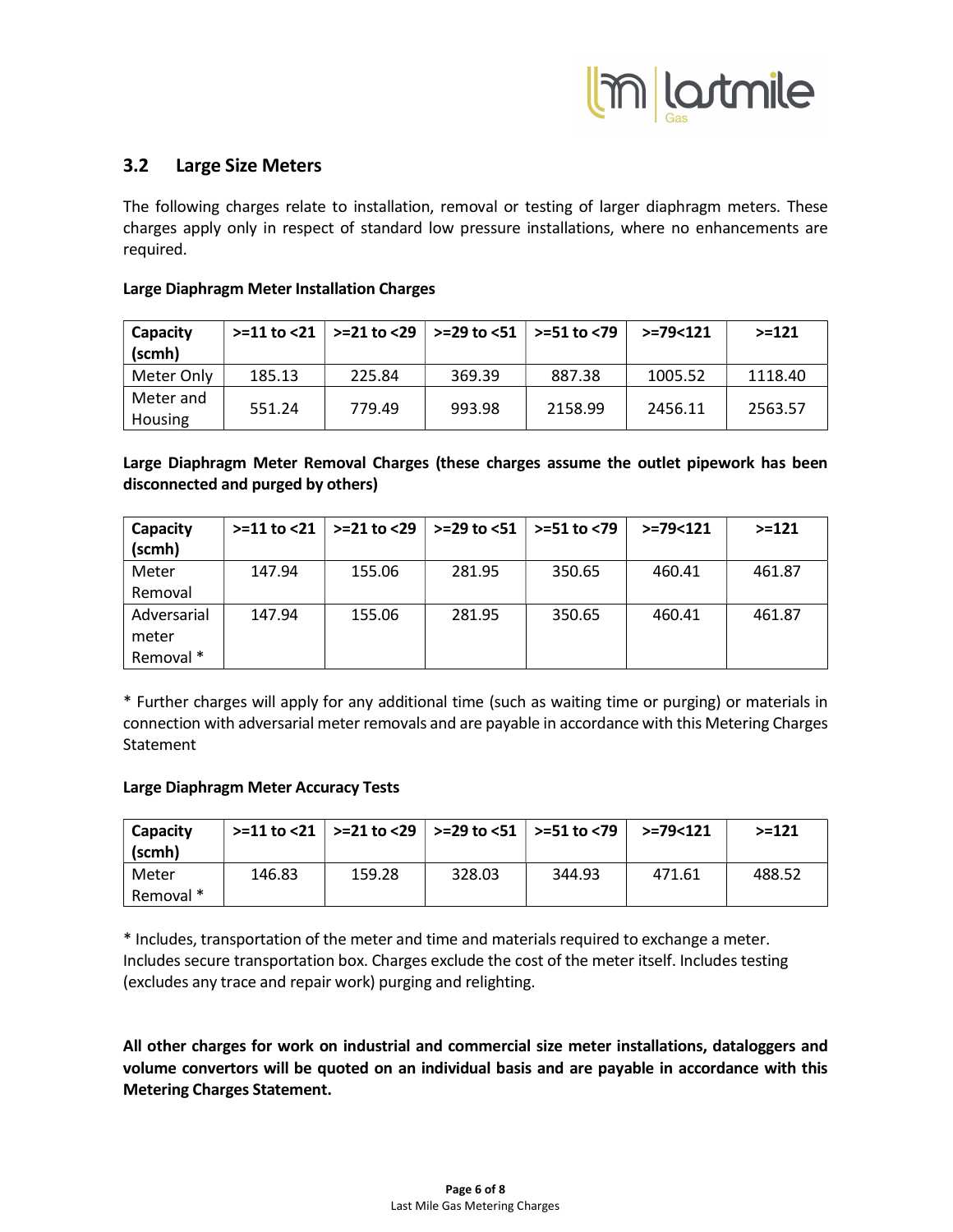## 3.2 Large Size Meters

The following charges relate to installation, removal or testing of larger diaphragm meters. These charges apply only in respect of standard low pressure installations, where no enhancements are required.

**Large Diaphragm Meter Installation Charges**

| Capacity (scmh) | >=11 to <21 | >=21 to <29 | >=29 to <51 | >=51 to <79 | >=79<121 | >=121 |
|---|---|---|---|---|---|---|
| Meter Only | 185.13 | 225.84 | 369.39 | 887.38 | 1005.52 | 1118.40 |
| Meter and Housing | 551.24 | 779.49 | 993.98 | 2158.99 | 2456.11 | 2563.57 |

**Large Diaphragm Meter Removal Charges (these charges assume the outlet pipework has been disconnected and purged by others)**

| Capacity (scmh) | >=11 to <21 | >=21 to <29 | >=29 to <51 | >=51 to <79 | >=79<121 | >=121 |
|---|---|---|---|---|---|---|
| Meter Removal | 147.94 | 155.06 | 281.95 | 350.65 | 460.41 | 461.87 |
| Adversarial meter Removal * | 147.94 | 155.06 | 281.95 | 350.65 | 460.41 | 461.87 |

* Further charges will apply for any additional time (such as waiting time or purging) or materials in connection with adversarial meter removals and are payable in accordance with this Metering Charges Statement

**Large Diaphragm Meter Accuracy Tests**

| Capacity (scmh) | >=11 to <21 | >=21 to <29 | >=29 to <51 | >=51 to <79 | >=79<121 | >=121 |
|---|---|---|---|---|---|---|
| Meter Removal * | 146.83 | 159.28 | 328.03 | 344.93 | 471.61 | 488.52 |

* Includes, transportation of the meter and time and materials required to exchange a meter. Includes secure transportation box. Charges exclude the cost of the meter itself. Includes testing (excludes any trace and repair work) purging and relighting.

**All other charges for work on industrial and commercial size meter installations, dataloggers and volume convertors will be quoted on an individual basis and are payable in accordance with this Metering Charges Statement.**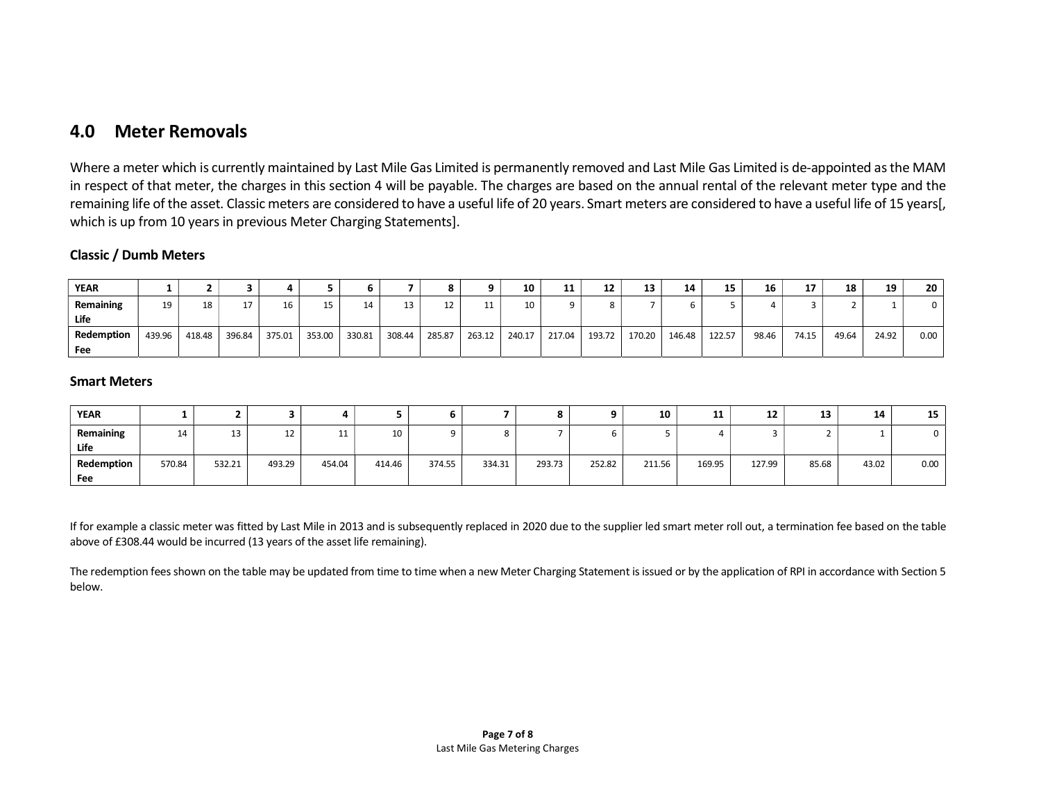## 4.0 Meter Removals

Where a meter which is currently maintained by Last Mile Gas Limited is permanently removed and Last Mile Gas Limited is de-appointed as the MAM in respect of that meter, the charges in this section 4 will be payable. The charges are based on the annual rental of the relevant meter type and the remaining life of the asset. Classic meters are considered to have a useful life of 20 years. Smart meters are considered to have a useful life of 15 years[, which is up from 10 years in previous Meter Charging Statements].

### Classic / Dumb Meters

| YEAR | 1 | 2 | 3 | 4 | 5 | 6 | 7 | 8 | 9 | 10 | 11 | 12 | 13 | 14 | 15 | 16 | 17 | 18 | 19 | 20 |
|---|---|---|---|---|---|---|---|---|---|---|---|---|---|---|---|---|---|---|---|---|
| Remaining Life | 19 | 18 | 17 | 16 | 15 | 14 | 13 | 12 | 11 | 10 | 9 | 8 | 7 | 6 | 5 | 4 | 3 | 2 | 1 | 0 |
| Redemption Fee | 439.96 | 418.48 | 396.84 | 375.01 | 353.00 | 330.81 | 308.44 | 285.87 | 263.12 | 240.17 | 217.04 | 193.72 | 170.20 | 146.48 | 122.57 | 98.46 | 74.15 | 49.64 | 24.92 | 0.00 |

### Smart Meters

| YEAR | 1 | 2 | 3 | 4 | 5 | 6 | 7 | 8 | 9 | 10 | 11 | 12 | 13 | 14 | 15 |
|---|---|---|---|---|---|---|---|---|---|---|---|---|---|---|---|
| Remaining Life | 14 | 13 | 12 | 11 | 10 | 9 | 8 | 7 | 6 | 5 | 4 | 3 | 2 | 1 | 0 |
| Redemption Fee | 570.84 | 532.21 | 493.29 | 454.04 | 414.46 | 374.55 | 334.31 | 293.73 | 252.82 | 211.56 | 169.95 | 127.99 | 85.68 | 43.02 | 0.00 |

If for example a classic meter was fitted by Last Mile in 2013 and is subsequently replaced in 2020 due to the supplier led smart meter roll out, a termination fee based on the table above of £308.44 would be incurred (13 years of the asset life remaining).

The redemption fees shown on the table may be updated from time to time when a new Meter Charging Statement is issued or by the application of RPI in accordance with Section 5 below.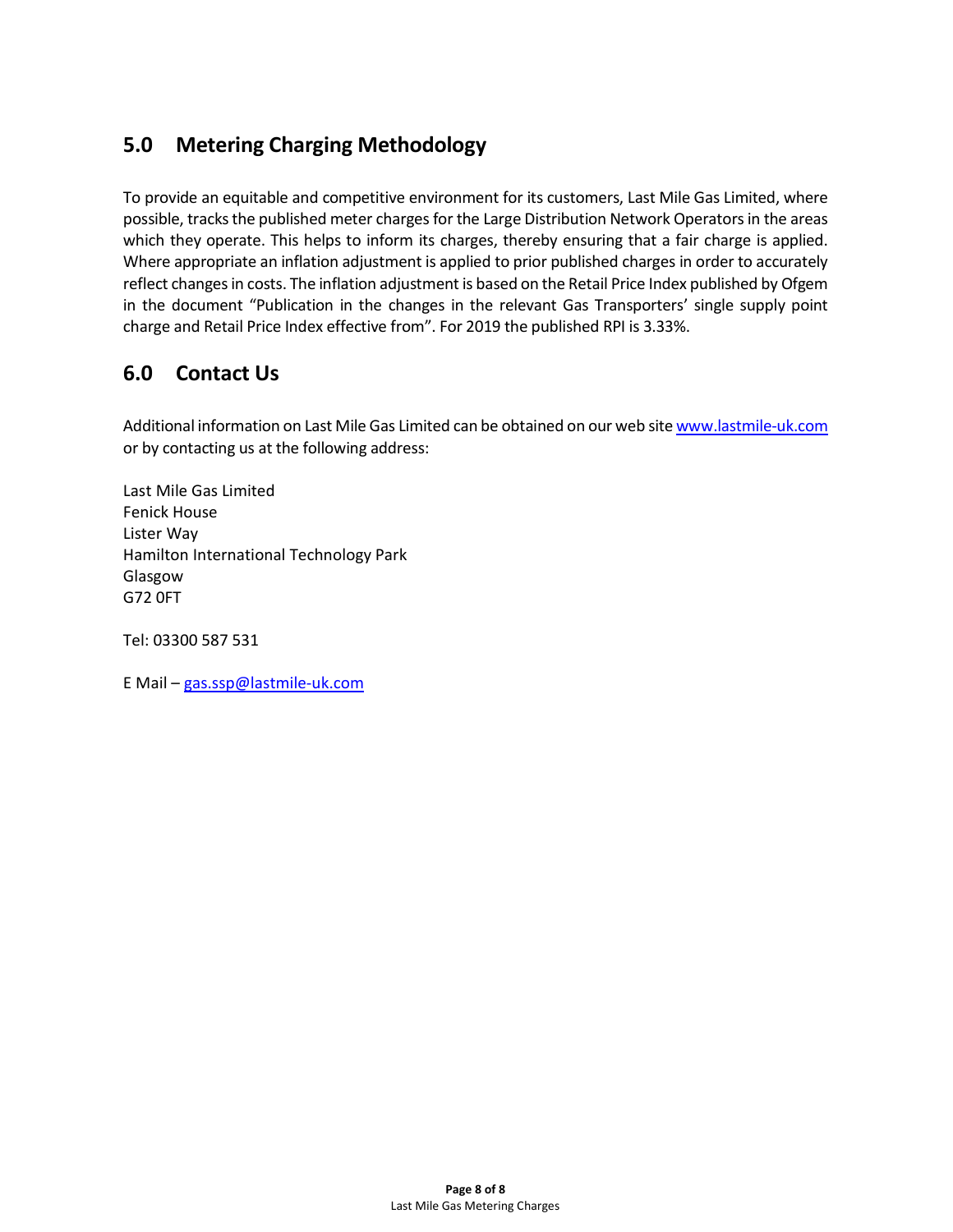## 5.0 Metering Charging Methodology

To provide an equitable and competitive environment for its customers, Last Mile Gas Limited, where possible, tracks the published meter charges for the Large Distribution Network Operators in the areas which they operate. This helps to inform its charges, thereby ensuring that a fair charge is applied. Where appropriate an inflation adjustment is applied to prior published charges in order to accurately reflect changes in costs. The inflation adjustment is based on the Retail Price Index published by Ofgem in the document "Publication in the changes in the relevant Gas Transporters' single supply point charge and Retail Price Index effective from". For 2019 the published RPI is 3.33%.

## 6.0 Contact Us

Additional information on Last Mile Gas Limited can be obtained on our web site www.lastmile-uk.com or by contacting us at the following address:

Last Mile Gas Limited
Fenick House
Lister Way
Hamilton International Technology Park
Glasgow
G72 0FT

Tel: 03300 587 531

E Mail – gas.ssp@lastmile-uk.com